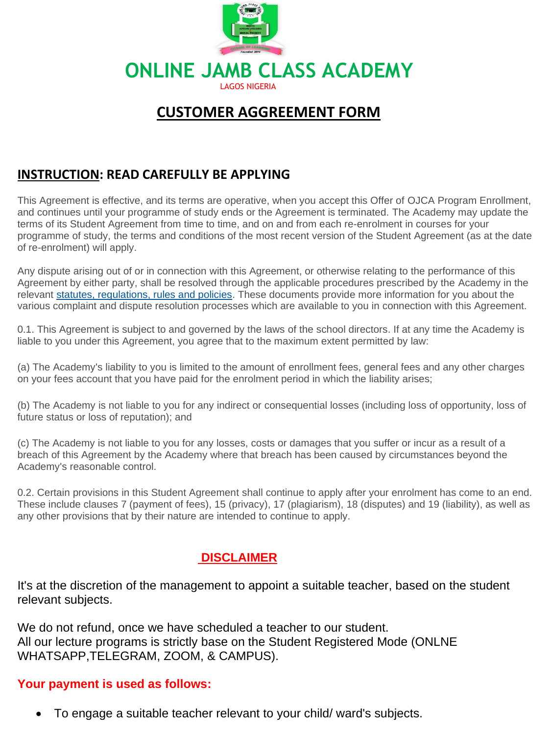# ONLINE JAMB CLASS ACADEMY

LAGOS NIGERIA

## CUSTOMER AGREEMENT FORM

### INSTRUCTION: READ CAREFULLY BE APPLYING

This Agreement is effective, and its terms are operative, when you accept this Offer of OJCA Program Enrollment, and continues until your programme of study ends or the Agreement is terminated. The Academy may update the terms of its Student Agreement from time to time, and on and from each re-enrolment in courses for your programme of study, the terms and conditions of the most recent version of the Student Agreement (as at the date of re-enrolment) will apply.

Any dispute arising out of or in connection with this Agreement, or otherwise relating to the performance of this Agreement by either party, shall be resolved through the applicable procedures prescribed by the Academy in the relevant statutes, regulations, rules and policies. These documents provide more information for you about the various complaint and dispute resolution processes which are available to you in connection with this Agreement.

0.1. This Agreement is subject to and governed by the laws of the school directors. If at any time the Academy is liable to you under this Agreement, you agree that to the maximum extent permitted by law:

(a) The Academy's liability to you is limited to the amount of enrollment fees, general fees and any other charges on your fees account that you have paid for the enrolment period in which the liability arises;

(b) The Academy is not liable to you for any indirect or consequential losses (including loss of opportunity, loss of future status or loss of reputation); and

(c) The Academy is not liable to you for any losses, costs or damages that you suffer or incur as a result of a breach of this Agreement by the Academy where that breach has been caused by circumstances beyond the Academy's reasonable control.

0.2. Certain provisions in this Student Agreement shall continue to apply after your enrolment has come to an end. These include clauses 7 (payment of fees), 15 (privacy), 17 (plagiarism), 18 (disputes) and 19 (liability), as well as any other provisions that by their nature are intended to continue to apply.

### DISCLAIMER

It's at the discretion of the management to appoint a suitable teacher, based on the student relevant subjects.

We do not refund, once we have scheduled a teacher to our student.
All our lecture programs is strictly base on the Student Registered Mode (ONLNE WHATSAPP,TELEGRAM, ZOOM, & CAMPUS).

**Your payment is used as follows:**

- To engage a suitable teacher relevant to your child/ ward's subjects.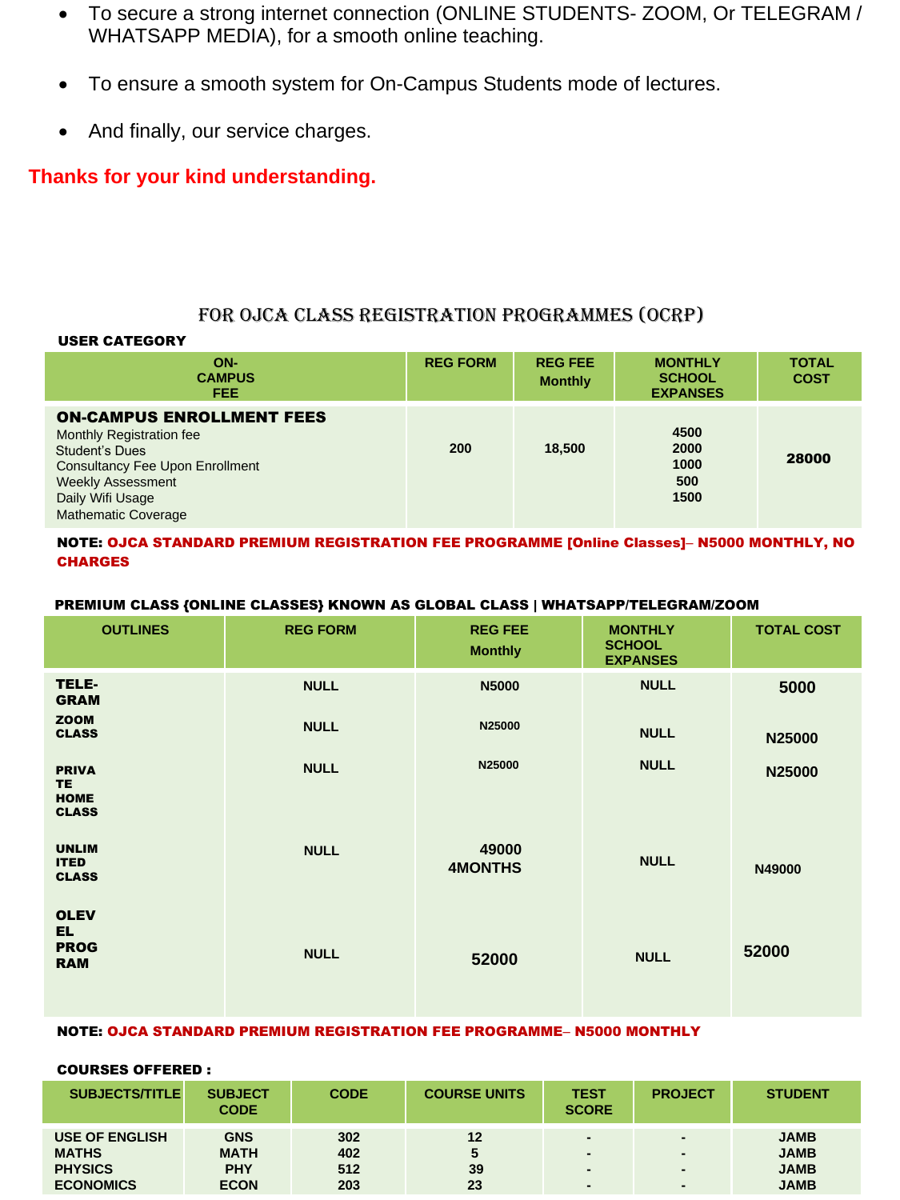- To secure a strong internet connection (ONLINE STUDENTS- ZOOM, Or TELEGRAM / WHATSAPP MEDIA), for a smooth online teaching.
- To ensure a smooth system for On-Campus Students mode of lectures.
- And finally, our service charges.

**Thanks for your kind understanding.**

## FOR OJCA CLASS REGISTRATION PROGRAMMES (OCRP)

**USER CATEGORY**

| ON-CAMPUS FEE | REG FORM | REG FEE Monthly | MONTHLY SCHOOL EXPANSES | TOTAL COST |
|---|---|---|---|---|
| **ON-CAMPUS ENROLLMENT FEES**<br>Monthly Registration fee<br>Student's Dues<br>Consultancy Fee Upon Enrollment<br>Weekly Assessment<br>Daily Wifi Usage<br>Mathematic Coverage | 200 | 18,500 | 4500<br>2000<br>1000<br>500<br>1500 | **28000** |

**NOTE: OJCA STANDARD PREMIUM REGISTRATION FEE PROGRAMME [Online Classes]– N5000 MONTHLY, NO CHARGES**

**PREMIUM CLASS {ONLINE CLASSES} KNOWN AS GLOBAL CLASS | WHATSAPP/TELEGRAM/ZOOM**

| OUTLINES | REG FORM | REG FEE Monthly | MONTHLY SCHOOL EXPANSES | TOTAL COST |
|---|---|---|---|---|
| TELE-GRAM | NULL | N5000 | NULL | 5000 |
| ZOOM CLASS | NULL | N25000 | NULL | N25000 |
| PRIVATE HOME CLASS | NULL | N25000 | NULL | N25000 |
| UNLIMITED CLASS | NULL | 49000 4MONTHS | NULL | N49000 |
| OLEVEL PROGRAM | NULL | 52000 | NULL | 52000 |

**NOTE: OJCA STANDARD PREMIUM REGISTRATION FEE PROGRAMME– N5000 MONTHLY**

**COURSES OFFERED :**

| SUBJECTS/TITLE | SUBJECT CODE | CODE | COURSE UNITS | TEST SCORE | PROJECT | STUDENT |
|---|---|---|---|---|---|---|
| USE OF ENGLISH | GNS | 302 | 12 | - | - | JAMB |
| MATHS | MATH | 402 | 5 | - | - | JAMB |
| PHYSICS | PHY | 512 | 39 | - | - | JAMB |
| ECONOMICS | ECON | 203 | 23 | - | - | JAMB |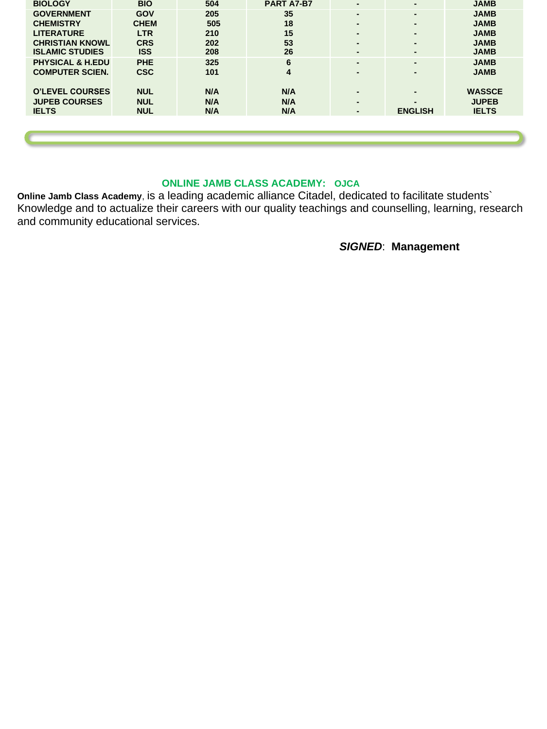| | | | | | | |
|---|---|---|---|---|---|---|
| BIOLOGY | BIO | 504 | PART A7-B7 | - | - | JAMB |
| GOVERNMENT | GOV | 205 | 35 | - | - | JAMB |
| CHEMISTRY | CHEM | 505 | 18 | - | - | JAMB |
| LITERATURE | LTR | 210 | 15 | - | - | JAMB |
| CHRISTIAN KNOWL | CRS | 202 | 53 | - | - | JAMB |
| ISLAMIC STUDIES | ISS | 208 | 26 | - | - | JAMB |
| PHYSICAL & H.EDU | PHE | 325 | 6 | - | - | JAMB |
| COMPUTER SCIEN. | CSC | 101 | 4 | - | - | JAMB |
| O'LEVEL COURSES | NUL | N/A | N/A | - | - | WASSCE |
| JUPEB COURSES | NUL | N/A | N/A | - | - | JUPEB |
| IELTS | NUL | N/A | N/A | - | ENGLISH | IELTS |

## ONLINE JAMB CLASS ACADEMY: OJCA

**Online Jamb Class Academy**, is a leading academic alliance Citadel, dedicated to facilitate students` Knowledge and to actualize their careers with our quality teachings and counselling, learning, research and community educational services.

***SIGNED***: **Management**